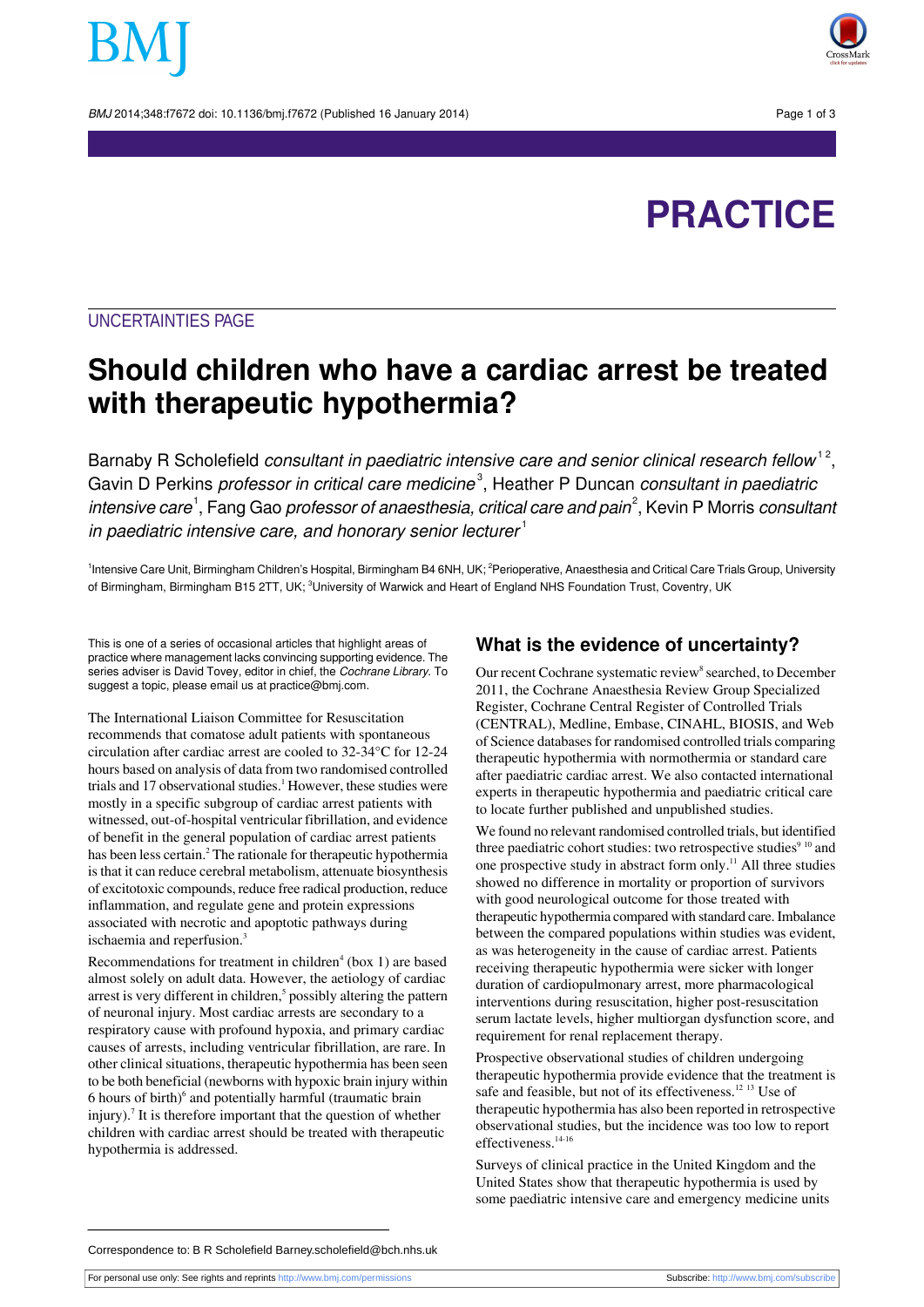PRACTICE

UNCERTAINTIES PAGE

# Should children who have a cardiac arrest be treated with therapeutic hypothermia?

Barnaby R Scholefield *consultant in paediatric intensive care and senior clinical research fellow*[1,2], Gavin D Perkins *professor in critical care medicine*[3], Heather P Duncan *consultant in paediatric intensive care*[1], Fang Gao *professor of anaesthesia, critical care and pain*[2], Kevin P Morris *consultant in paediatric intensive care, and honorary senior lecturer*[1]

[1]Intensive Care Unit, Birmingham Children's Hospital, Birmingham B4 6NH, UK; [2]Perioperative, Anaesthesia and Critical Care Trials Group, University of Birmingham, Birmingham B15 2TT, UK; [3]University of Warwick and Heart of England NHS Foundation Trust, Coventry, UK

This is one of a series of occasional articles that highlight areas of practice where management lacks convincing supporting evidence. The series adviser is David Tovey, editor in chief, the *Cochrane Library*. To suggest a topic, please email us at practice@bmj.com.

The International Liaison Committee for Resuscitation recommends that comatose adult patients with spontaneous circulation after cardiac arrest are cooled to 32-34°C for 12-24 hours based on analysis of data from two randomised controlled trials and 17 observational studies.[1] However, these studies were mostly in a specific subgroup of cardiac arrest patients with witnessed, out-of-hospital ventricular fibrillation, and evidence of benefit in the general population of cardiac arrest patients has been less certain.[2] The rationale for therapeutic hypothermia is that it can reduce cerebral metabolism, attenuate biosynthesis of excitotoxic compounds, reduce free radical production, reduce inflammation, and regulate gene and protein expressions associated with necrotic and apoptotic pathways during ischaemia and reperfusion.[3]

Recommendations for treatment in children[4] (box 1) are based almost solely on adult data. However, the aetiology of cardiac arrest is very different in children,[5] possibly altering the pattern of neuronal injury. Most cardiac arrests are secondary to a respiratory cause with profound hypoxia, and primary cardiac causes of arrests, including ventricular fibrillation, are rare. In other clinical situations, therapeutic hypothermia has been seen to be both beneficial (newborns with hypoxic brain injury within 6 hours of birth)[6] and potentially harmful (traumatic brain injury).[7] It is therefore important that the question of whether children with cardiac arrest should be treated with therapeutic hypothermia is addressed.

## What is the evidence of uncertainty?

Our recent Cochrane systematic review[8] searched, to December 2011, the Cochrane Anaesthesia Review Group Specialized Register, Cochrane Central Register of Controlled Trials (CENTRAL), Medline, Embase, CINAHL, BIOSIS, and Web of Science databases for randomised controlled trials comparing therapeutic hypothermia with normothermia or standard care after paediatric cardiac arrest. We also contacted international experts in therapeutic hypothermia and paediatric critical care to locate further published and unpublished studies.

We found no relevant randomised controlled trials, but identified three paediatric cohort studies: two retrospective studies[9,10] and one prospective study in abstract form only.[11] All three studies showed no difference in mortality or proportion of survivors with good neurological outcome for those treated with therapeutic hypothermia compared with standard care. Imbalance between the compared populations within studies was evident, as was heterogeneity in the cause of cardiac arrest. Patients receiving therapeutic hypothermia were sicker with longer duration of cardiopulmonary arrest, more pharmacological interventions during resuscitation, higher post-resuscitation serum lactate levels, higher multiorgan dysfunction score, and requirement for renal replacement therapy.

Prospective observational studies of children undergoing therapeutic hypothermia provide evidence that the treatment is safe and feasible, but not of its effectiveness.[12,13] Use of therapeutic hypothermia has also been reported in retrospective observational studies, but the incidence was too low to report effectiveness.[14-16]

Surveys of clinical practice in the United Kingdom and the United States show that therapeutic hypothermia is used by some paediatric intensive care and emergency medicine units

Correspondence to: B R Scholefield Barney.scholefield@bch.nhs.uk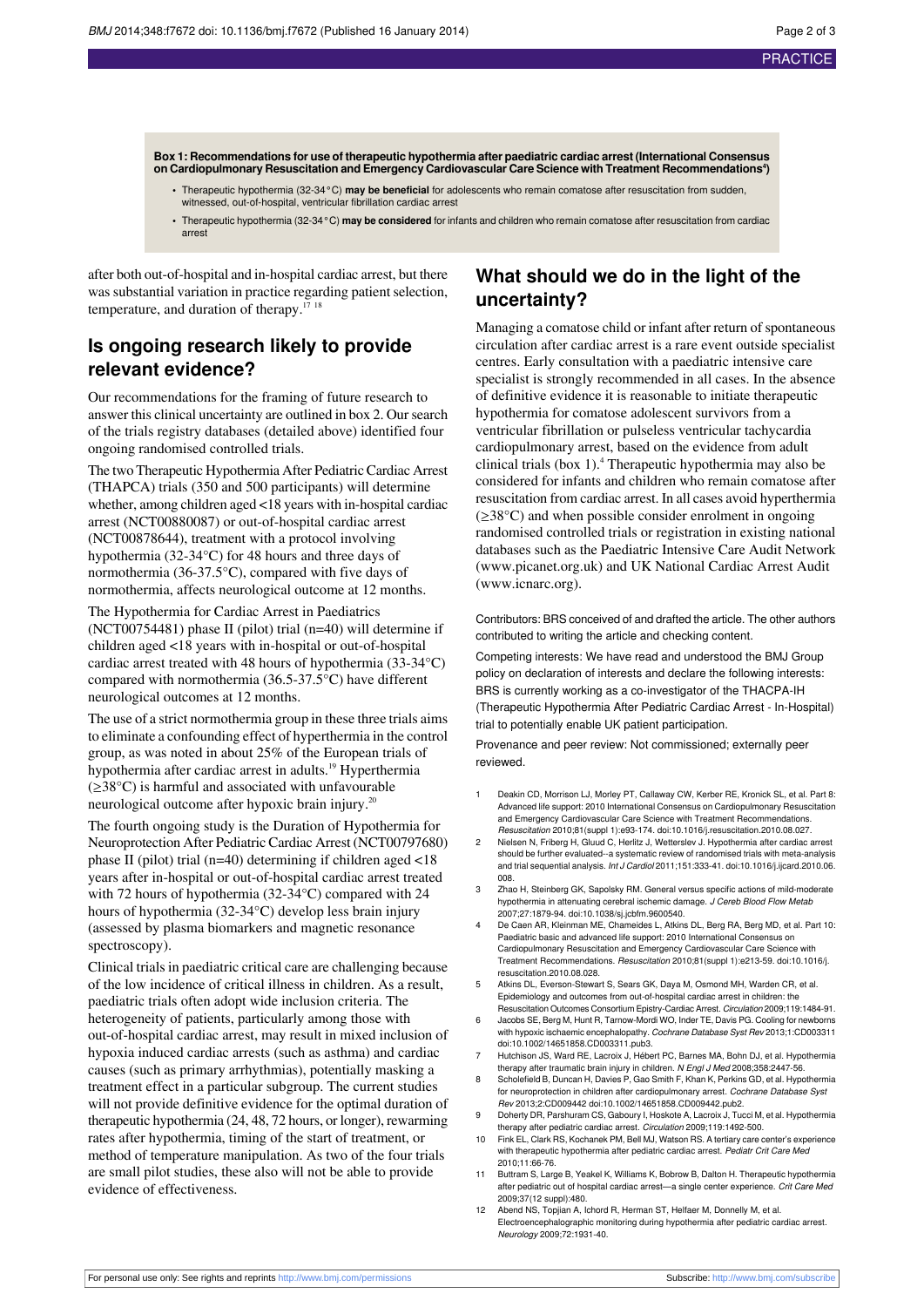**Box 1: Recommendations for use of therapeutic hypothermia after paediatric cardiac arrest (International Consensus on Cardiopulmonary Resuscitation and Emergency Cardiovascular Care Science with Treatment Recommendations[4])**

- Therapeutic hypothermia (32-34°C) **may be beneficial** for adolescents who remain comatose after resuscitation from sudden, witnessed, out-of-hospital, ventricular fibrillation cardiac arrest
- Therapeutic hypothermia (32-34°C) **may be considered** for infants and children who remain comatose after resuscitation from cardiac arrest

after both out-of-hospital and in-hospital cardiac arrest, but there was substantial variation in practice regarding patient selection, temperature, and duration of therapy.[17 18]

## Is ongoing research likely to provide relevant evidence?

Our recommendations for the framing of future research to answer this clinical uncertainty are outlined in box 2. Our search of the trials registry databases (detailed above) identified four ongoing randomised controlled trials.

The two Therapeutic Hypothermia After Pediatric Cardiac Arrest (THAPCA) trials (350 and 500 participants) will determine whether, among children aged <18 years with in-hospital cardiac arrest (NCT00880087) or out-of-hospital cardiac arrest (NCT00878644), treatment with a protocol involving hypothermia (32-34°C) for 48 hours and three days of normothermia (36-37.5°C), compared with five days of normothermia, affects neurological outcome at 12 months.

The Hypothermia for Cardiac Arrest in Paediatrics (NCT00754481) phase II (pilot) trial (n=40) will determine if children aged <18 years with in-hospital or out-of-hospital cardiac arrest treated with 48 hours of hypothermia (33-34°C) compared with normothermia (36.5-37.5°C) have different neurological outcomes at 12 months.

The use of a strict normothermia group in these three trials aims to eliminate a confounding effect of hyperthermia in the control group, as was noted in about 25% of the European trials of hypothermia after cardiac arrest in adults.[19] Hyperthermia (≥38°C) is harmful and associated with unfavourable neurological outcome after hypoxic brain injury.[20]

The fourth ongoing study is the Duration of Hypothermia for Neuroprotection After Pediatric Cardiac Arrest (NCT00797680) phase II (pilot) trial (n=40) determining if children aged <18 years after in-hospital or out-of-hospital cardiac arrest treated with 72 hours of hypothermia (32-34°C) compared with 24 hours of hypothermia (32-34°C) develop less brain injury (assessed by plasma biomarkers and magnetic resonance spectroscopy).

Clinical trials in paediatric critical care are challenging because of the low incidence of critical illness in children. As a result, paediatric trials often adopt wide inclusion criteria. The heterogeneity of patients, particularly among those with out-of-hospital cardiac arrest, may result in mixed inclusion of hypoxia induced cardiac arrests (such as asthma) and cardiac causes (such as primary arrhythmias), potentially masking a treatment effect in a particular subgroup. The current studies will not provide definitive evidence for the optimal duration of therapeutic hypothermia (24, 48, 72 hours, or longer), rewarming rates after hypothermia, timing of the start of treatment, or method of temperature manipulation. As two of the four trials are small pilot studies, these also will not be able to provide evidence of effectiveness.

## What should we do in the light of the uncertainty?

Managing a comatose child or infant after return of spontaneous circulation after cardiac arrest is a rare event outside specialist centres. Early consultation with a paediatric intensive care specialist is strongly recommended in all cases. In the absence of definitive evidence it is reasonable to initiate therapeutic hypothermia for comatose adolescent survivors from a ventricular fibrillation or pulseless ventricular tachycardia cardiopulmonary arrest, based on the evidence from adult clinical trials (box 1).[4] Therapeutic hypothermia may also be considered for infants and children who remain comatose after resuscitation from cardiac arrest. In all cases avoid hyperthermia (≥38°C) and when possible consider enrolment in ongoing randomised controlled trials or registration in existing national databases such as the Paediatric Intensive Care Audit Network (www.picanet.org.uk) and UK National Cardiac Arrest Audit (www.icnarc.org).

Contributors: BRS conceived of and drafted the article. The other authors contributed to writing the article and checking content.

Competing interests: We have read and understood the BMJ Group policy on declaration of interests and declare the following interests: BRS is currently working as a co-investigator of the THACPA-IH (Therapeutic Hypothermia After Pediatric Cardiac Arrest - In-Hospital) trial to potentially enable UK patient participation.

Provenance and peer review: Not commissioned; externally peer reviewed.

1. Deakin CD, Morrison LJ, Morley PT, Callaway CW, Kerber RE, Kronick SL, et al. Part 8: Advanced life support: 2010 International Consensus on Cardiopulmonary Resuscitation and Emergency Cardiovascular Care Science with Treatment Recommendations. *Resuscitation* 2010;81(suppl 1):e93-174. doi:10.1016/j.resuscitation.2010.08.027.
2. Nielsen N, Friberg H, Gluud C, Herlitz J, Wetterslev J. Hypothermia after cardiac arrest should be further evaluated--a systematic review of randomised trials with meta-analysis and trial sequential analysis. *Int J Cardiol* 2011;151:333-41. doi:10.1016/j.ijcard.2010.06.008.
3. Zhao H, Steinberg GK, Sapolsky RM. General versus specific actions of mild-moderate hypothermia in attenuating cerebral ischemic damage. *J Cereb Blood Flow Metab* 2007;27:1879-94. doi:10.1038/sj.jcbfm.9600540.
4. De Caen AR, Kleinman ME, Chameides L, Atkins DL, Berg RA, Berg MD, et al. Part 10: Paediatric basic and advanced life support: 2010 International Consensus on Cardiopulmonary Resuscitation and Emergency Cardiovascular Care Science with Treatment Recommendations. *Resuscitation* 2010;81(suppl 1):e213-59. doi:10.1016/j.resuscitation.2010.08.028.
5. Atkins DL, Everson-Stewart S, Sears GK, Daya M, Osmond MH, Warden CR, et al. Epidemiology and outcomes from out-of-hospital cardiac arrest in children: the Resuscitation Outcomes Consortium Epistry-Cardiac Arrest. *Circulation* 2009;119:1484-91.
6. Jacobs SE, Berg M, Hunt R, Tarnow-Mordi WO, Inder TE, Davis PG. Cooling for newborns with hypoxic ischaemic encephalopathy. *Cochrane Database Syst Rev* 2013;1:CD003311 doi:10.1002/14651858.CD003311.pub3.
7. Hutchison JS, Ward RE, Lacroix J, Hébert PC, Barnes MA, Bohn DJ, et al. Hypothermia therapy after traumatic brain injury in children. *N Engl J Med* 2008;358:2447-56.
8. Scholefield B, Duncan H, Davies P, Gao Smith F, Khan K, Perkins GD, et al. Hypothermia for neuroprotection in children after cardiopulmonary arrest. *Cochrane Database Syst Rev* 2013;2:CD009442 doi:10.1002/14651858.CD009442.pub2.
9. Doherty DR, Parshuram CS, Gaboury I, Hoskote A, Lacroix J, Tucci M, et al. Hypothermia therapy after pediatric cardiac arrest. *Circulation* 2009;119:1492-500.
10. Fink EL, Clark RS, Kochanek PM, Bell MJ, Watson RS. A tertiary care center's experience with therapeutic hypothermia after pediatric cardiac arrest. *Pediatr Crit Care Med* 2010;11:66-76.
11. Buttram S, Large B, Yeakel K, Williams K, Bobrow B, Dalton H. Therapeutic hypothermia after pediatric out of hospital cardiac arrest—a single center experience. *Crit Care Med* 2009;37(12 suppl):480.
12. Abend NS, Topjian A, Ichord R, Herman ST, Helfaer M, Donnelly M, et al. Electroencephalographic monitoring during hypothermia after pediatric cardiac arrest. *Neurology* 2009;72:1931-40.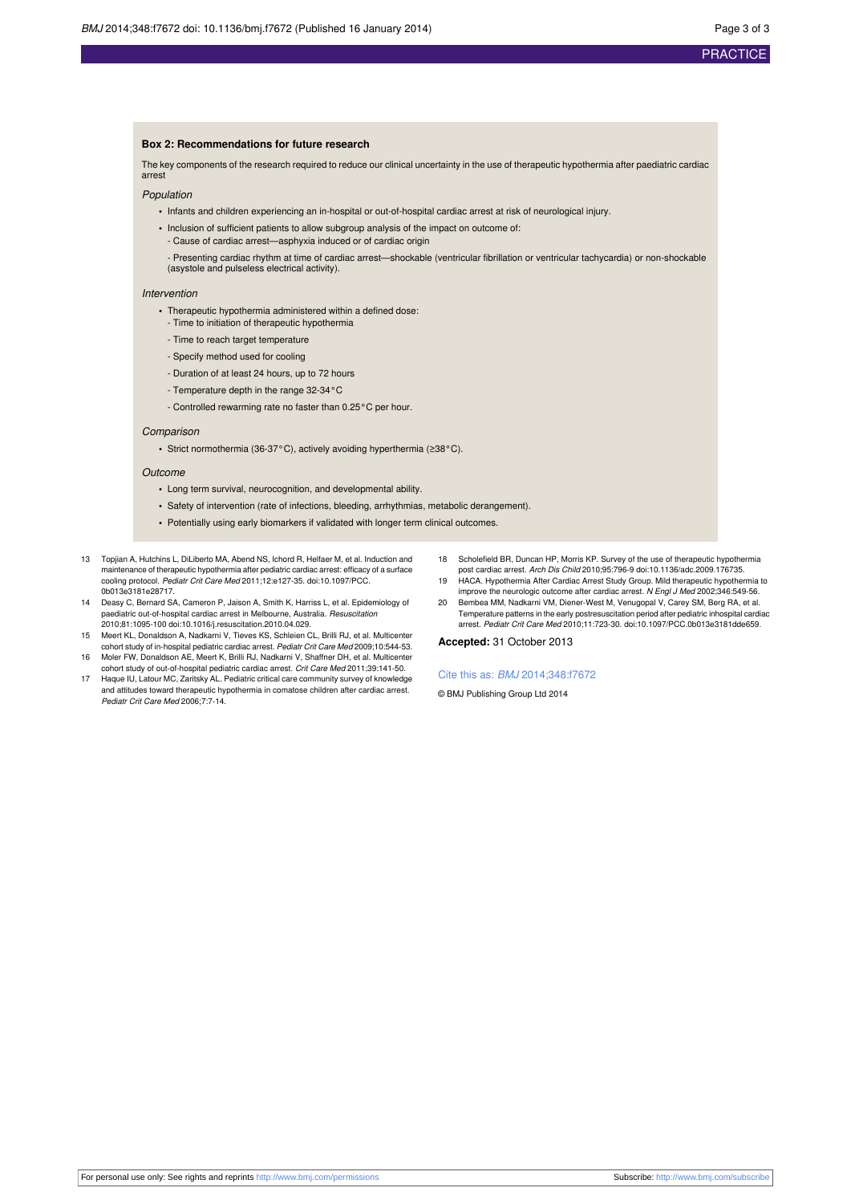**Box 2: Recommendations for future research**

The key components of the research required to reduce our clinical uncertainty in the use of therapeutic hypothermia after paediatric cardiac arrest

*Population*

- Infants and children experiencing an in-hospital or out-of-hospital cardiac arrest at risk of neurological injury.
- Inclusion of sufficient patients to allow subgroup analysis of the impact on outcome of:
  - Cause of cardiac arrest—asphyxia induced or of cardiac origin
  - Presenting cardiac rhythm at time of cardiac arrest—shockable (ventricular fibrillation or ventricular tachycardia) or non-shockable (asystole and pulseless electrical activity).

*Intervention*

- Therapeutic hypothermia administered within a defined dose:
  - Time to initiation of therapeutic hypothermia
  - Time to reach target temperature
  - Specify method used for cooling
  - Duration of at least 24 hours, up to 72 hours
  - Temperature depth in the range 32-34°C
  - Controlled rewarming rate no faster than 0.25°C per hour.

*Comparison*

- Strict normothermia (36-37°C), actively avoiding hyperthermia (≥38°C).

*Outcome*

- Long term survival, neurocognition, and developmental ability.
- Safety of intervention (rate of infections, bleeding, arrhythmias, metabolic derangement).
- Potentially using early biomarkers if validated with longer term clinical outcomes.

13 Topjian A, Hutchins L, DiLiberto MA, Abend NS, Ichord R, Helfaer M, et al. Induction and maintenance of therapeutic hypothermia after pediatric cardiac arrest: efficacy of a surface cooling protocol. *Pediatr Crit Care Med* 2011;12:e127-35. doi:10.1097/PCC.0b013e3181e28717.

14 Deasy C, Bernard SA, Cameron P, Jaison A, Smith K, Harriss L, et al. Epidemiology of paediatric out-of-hospital cardiac arrest in Melbourne, Australia. *Resuscitation* 2010;81:1095-100 doi:10.1016/j.resuscitation.2010.04.029.

15 Meert KL, Donaldson A, Nadkarni V, Tieves KS, Schleien CL, Brilli RJ, et al. Multicenter cohort study of in-hospital pediatric cardiac arrest. *Pediatr Crit Care Med* 2009;10:544-53.

16 Moler FW, Donaldson AE, Meert K, Brilli RJ, Nadkarni V, Shaffner DH, et al. Multicenter cohort study of out-of-hospital pediatric cardiac arrest. *Crit Care Med* 2011;39:141-50.

17 Haque IU, Latour MC, Zaritsky AL. Pediatric critical care community survey of knowledge and attitudes toward therapeutic hypothermia in comatose children after cardiac arrest. *Pediatr Crit Care Med* 2006;7:7-14.

18 Scholefield BR, Duncan HP, Morris KP. Survey of the use of therapeutic hypothermia post cardiac arrest. *Arch Dis Child* 2010;95:796-9 doi:10.1136/adc.2009.176735.

19 HACA. Hypothermia After Cardiac Arrest Study Group. Mild therapeutic hypothermia to improve the neurologic outcome after cardiac arrest. *N Engl J Med* 2002;346:549-56.

20 Bembea MM, Nadkarni VM, Diener-West M, Venugopal V, Carey SM, Berg RA, et al. Temperature patterns in the early postresuscitation period after pediatric inhospital cardiac arrest. *Pediatr Crit Care Med* 2010;11:723-30. doi:10.1097/PCC.0b013e3181dde659.

**Accepted:** 31 October 2013

Cite this as: *BMJ* 2014;348:f7672

© BMJ Publishing Group Ltd 2014